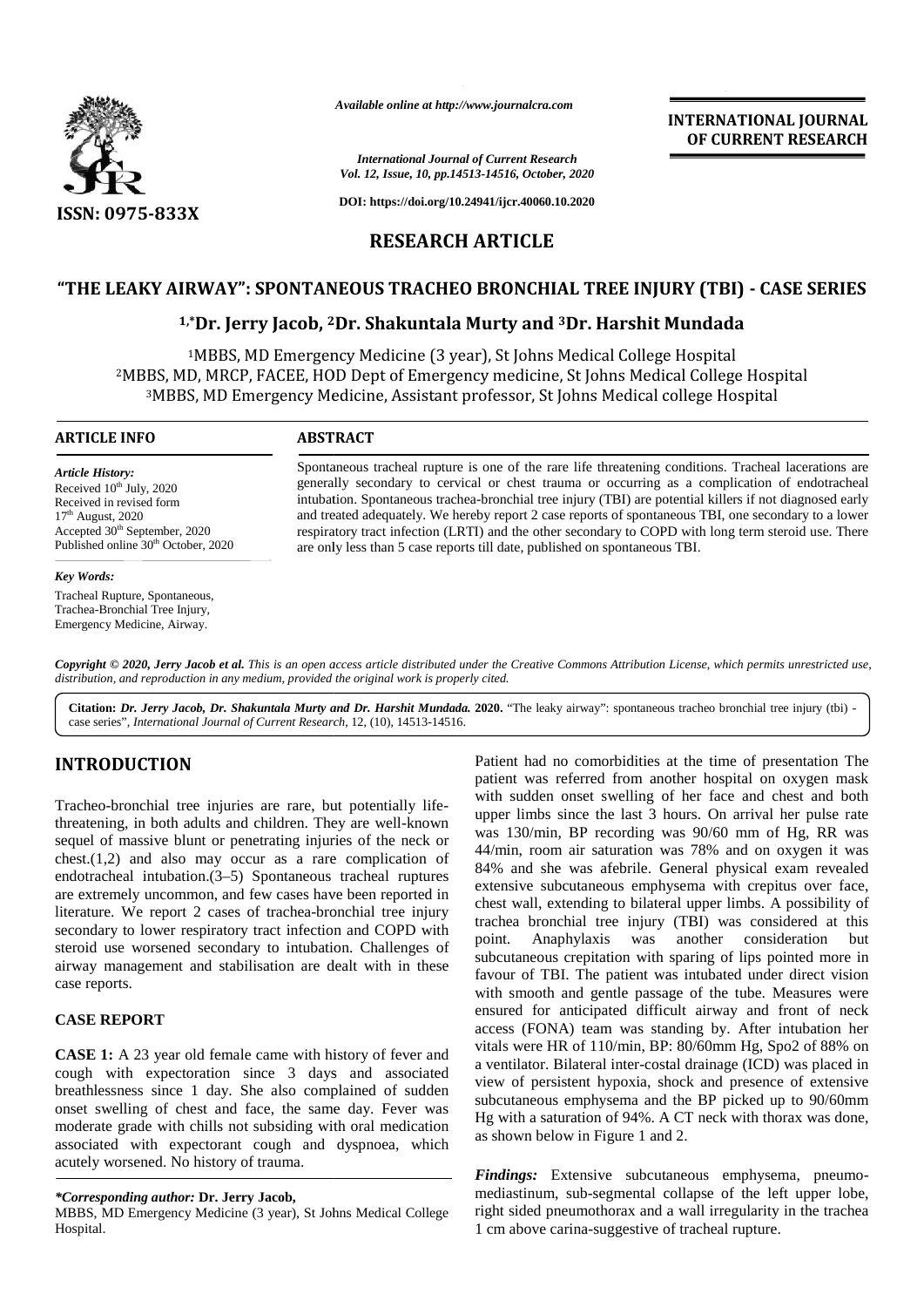*Available online at http://www.journalcra.com*

*International Journal of Current Research*
*Vol. 12, Issue, 10, pp.14513-14516, October, 2020*

**DOI: https://doi.org/10.24941/ijcr.40060.10.2020**

**INTERNATIONAL JOURNAL OF CURRENT RESEARCH**

**ISSN: 0975-833X**

## RESEARCH ARTICLE

# "THE LEAKY AIRWAY": SPONTANEOUS TRACHEO BRONCHIAL TREE INJURY (TBI) - CASE SERIES

**[1,*]Dr. Jerry Jacob, [2]Dr. Shakuntala Murty and [3]Dr. Harshit Mundada**

[1]MBBS, MD Emergency Medicine (3 year), St Johns Medical College Hospital
[2]MBBS, MD, MRCP, FACEE, HOD Dept of Emergency medicine, St Johns Medical College Hospital
[3]MBBS, MD Emergency Medicine, Assistant professor, St Johns Medical college Hospital

**ARTICLE INFO**

*Article History:*
Received 10[th] July, 2020
Received in revised form
17[th] August, 2020
Accepted 30[th] September, 2020
Published online 30[th] October, 2020

*Key Words:*
Tracheal Rupture, Spontaneous, Trachea-Bronchial Tree Injury, Emergency Medicine, Airway.

**ABSTRACT**

Spontaneous tracheal rupture is one of the rare life threatening conditions. Tracheal lacerations are generally secondary to cervical or chest trauma or occurring as a complication of endotracheal intubation. Spontaneous trachea-bronchial tree injury (TBI) are potential killers if not diagnosed early and treated adequately. We hereby report 2 case reports of spontaneous TBI, one secondary to a lower respiratory tract infection (LRTI) and the other secondary to COPD with long term steroid use. There are only less than 5 case reports till date, published on spontaneous TBI.

***Copyright © 2020, Jerry Jacob et al.*** *This is an open access article distributed under the Creative Commons Attribution License, which permits unrestricted use, distribution, and reproduction in any medium, provided the original work is properly cited.*

**Citation:** ***Dr. Jerry Jacob, Dr. Shakuntala Murty and Dr. Harshit Mundada.*** **2020.** "The leaky airway": spontaneous tracheo bronchial tree injury (tbi) - case series", *International Journal of Current Research*, 12, (10), 14513-14516.

## INTRODUCTION

Tracheo-bronchial tree injuries are rare, but potentially life-threatening, in both adults and children. They are well-known sequel of massive blunt or penetrating injuries of the neck or chest.(1,2) and also may occur as a rare complication of endotracheal intubation.(3–5) Spontaneous tracheal ruptures are extremely uncommon, and few cases have been reported in literature. We report 2 cases of trachea-bronchial tree injury secondary to lower respiratory tract infection and COPD with steroid use worsened secondary to intubation. Challenges of airway management and stabilisation are dealt with in these case reports.

### CASE REPORT

**CASE 1:** A 23 year old female came with history of fever and cough with expectoration since 3 days and associated breathlessness since 1 day. She also complained of sudden onset swelling of chest and face, the same day. Fever was moderate grade with chills not subsiding with oral medication associated with expectorant cough and dyspnoea, which acutely worsened. No history of trauma.

Patient had no comorbidities at the time of presentation The patient was referred from another hospital on oxygen mask with sudden onset swelling of her face and chest and both upper limbs since the last 3 hours. On arrival her pulse rate was 130/min, BP recording was 90/60 mm of Hg, RR was 44/min, room air saturation was 78% and on oxygen it was 84% and she was afebrile. General physical exam revealed extensive subcutaneous emphysema with crepitus over face, chest wall, extending to bilateral upper limbs. A possibility of trachea bronchial tree injury (TBI) was considered at this point. Anaphylaxis was another consideration but subcutaneous crepitation with sparing of lips pointed more in favour of TBI. The patient was intubated under direct vision with smooth and gentle passage of the tube. Measures were ensured for anticipated difficult airway and front of neck access (FONA) team was standing by. After intubation her vitals were HR of 110/min, BP: 80/60mm Hg, Spo2 of 88% on a ventilator. Bilateral inter-costal drainage (ICD) was placed in view of persistent hypoxia, shock and presence of extensive subcutaneous emphysema and the BP picked up to 90/60mm Hg with a saturation of 94%. A CT neck with thorax was done, as shown below in Figure 1 and 2.

***Findings:*** Extensive subcutaneous emphysema, pneumo-mediastinum, sub-segmental collapse of the left upper lobe, right sided pneumothorax and a wall irregularity in the trachea 1 cm above carina-suggestive of tracheal rupture.

**\*Corresponding author: Dr. Jerry Jacob,**
MBBS, MD Emergency Medicine (3 year), St Johns Medical College Hospital.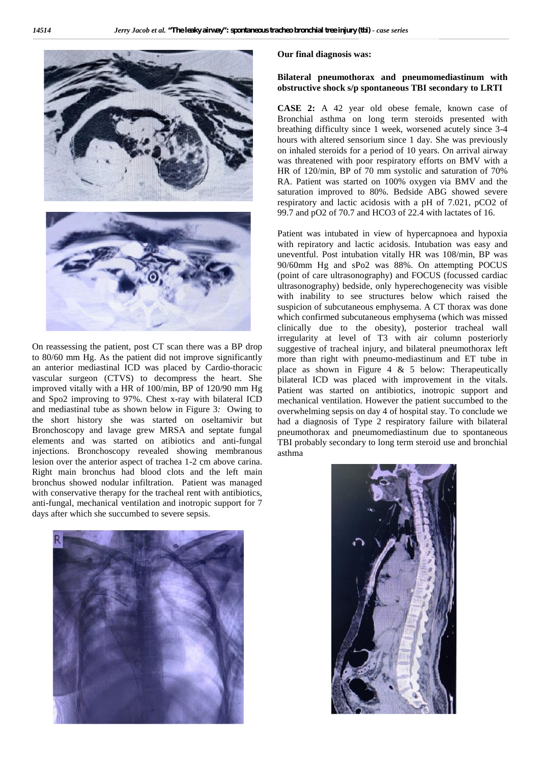On reassessing the patient, post CT scan there was a BP drop to 80/60 mm Hg. As the patient did not improve significantly an anterior mediastinal ICD was placed by Cardio-thoracic vascular surgeon (CTVS) to decompress the heart. She improved vitally with a HR of 100/min, BP of 120/90 mm Hg and Spo2 improving to 97%. Chest x-ray with bilateral ICD and mediastinal tube as shown below in Figure 3*:* Owing to the short history she was started on oseltamivir but Bronchoscopy and lavage grew MRSA and septate fungal elements and was started on atibiotics and anti-fungal injections. Bronchoscopy revealed showing membranous lesion over the anterior aspect of trachea 1-2 cm above carina. Right main bronchus had blood clots and the left main bronchus showed nodular infiltration. Patient was managed with conservative therapy for the tracheal rent with antibiotics, anti-fungal, mechanical ventilation and inotropic support for 7 days after which she succumbed to severe sepsis.

**Our final diagnosis was:**

**Bilateral pneumothorax and pneumomediastinum with obstructive shock s/p spontaneous TBI secondary to LRTI**

**CASE 2:** A 42 year old obese female, known case of Bronchial asthma on long term steroids presented with breathing difficulty since 1 week, worsened acutely since 3-4 hours with altered sensorium since 1 day. She was previously on inhaled steroids for a period of 10 years. On arrival airway was threatened with poor respiratory efforts on BMV with a HR of 120/min, BP of 70 mm systolic and saturation of 70% RA. Patient was started on 100% oxygen via BMV and the saturation improved to 80%. Bedside ABG showed severe respiratory and lactic acidosis with a pH of 7.021, pCO2 of 99.7 and pO2 of 70.7 and HCO3 of 22.4 with lactates of 16.

Patient was intubated in view of hypercapnoea and hypoxia with repiratory and lactic acidosis. Intubation was easy and uneventful. Post intubation vitally HR was 108/min, BP was 90/60mm Hg and sPo2 was 88%. On attempting POCUS (point of care ultrasonography) and FOCUS (focussed cardiac ultrasonography) bedside, only hyperechogenecity was visible with inability to see structures below which raised the suspicion of subcutaneous emphysema. A CT thorax was done which confirmed subcutaneous emphysema (which was missed clinically due to the obesity), posterior tracheal wall irregularity at level of T3 with air column posteriorly suggestive of tracheal injury, and bilateral pneumothorax left more than right with pneumo-mediastinum and ET tube in place as shown in Figure 4 & 5 below: Therapeutically bilateral ICD was placed with improvement in the vitals. Patient was started on antibiotics, inotropic support and mechanical ventilation. However the patient succumbed to the overwhelming sepsis on day 4 of hospital stay. To conclude we had a diagnosis of Type 2 respiratory failure with bilateral pneumothorax and pneumomediastinum due to spontaneous TBI probably secondary to long term steroid use and bronchial asthma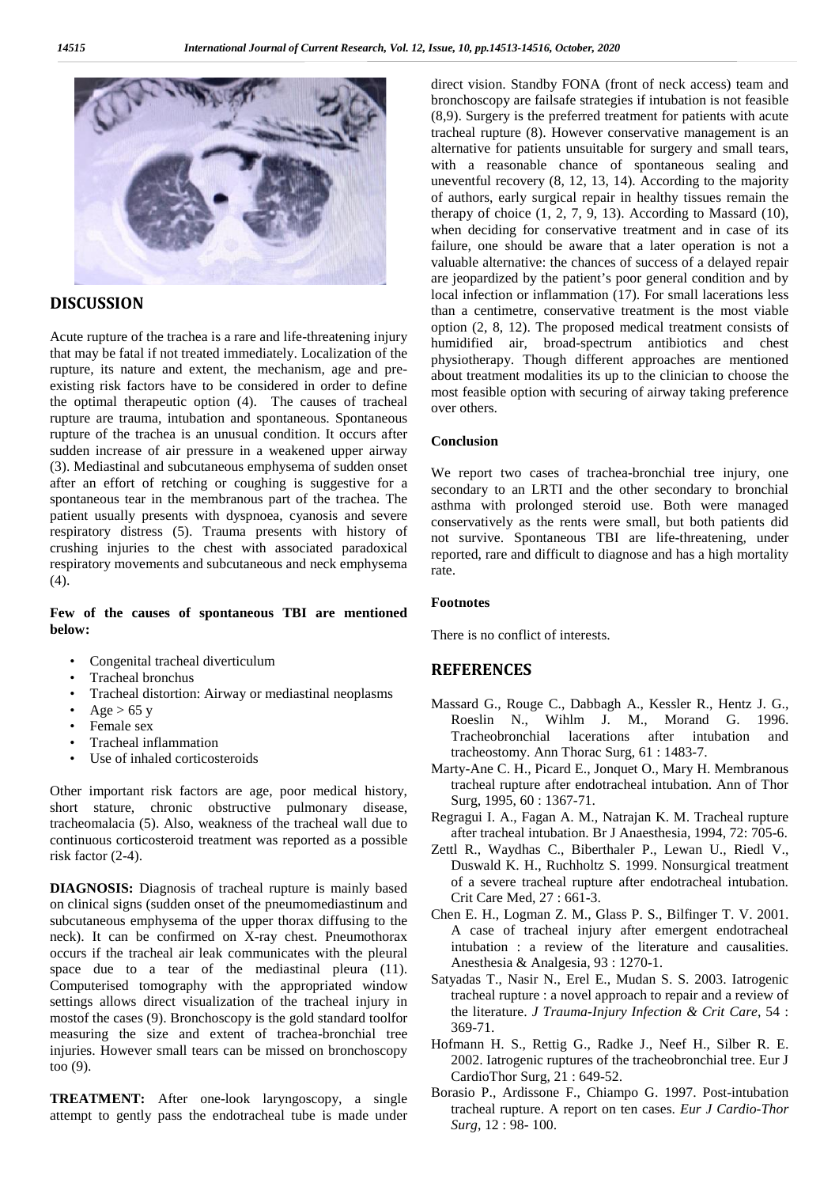## DISCUSSION

Acute rupture of the trachea is a rare and life-threatening injury that may be fatal if not treated immediately. Localization of the rupture, its nature and extent, the mechanism, age and pre-existing risk factors have to be considered in order to define the optimal therapeutic option (4). The causes of tracheal rupture are trauma, intubation and spontaneous. Spontaneous rupture of the trachea is an unusual condition. It occurs after sudden increase of air pressure in a weakened upper airway (3). Mediastinal and subcutaneous emphysema of sudden onset after an effort of retching or coughing is suggestive for a spontaneous tear in the membranous part of the trachea. The patient usually presents with dyspnoea, cyanosis and severe respiratory distress (5). Trauma presents with history of crushing injuries to the chest with associated paradoxical respiratory movements and subcutaneous and neck emphysema (4).

**Few of the causes of spontaneous TBI are mentioned below:**

- Congenital tracheal diverticulum
- Tracheal bronchus
- Tracheal distortion: Airway or mediastinal neoplasms
- Age > 65 y
- Female sex
- Tracheal inflammation
- Use of inhaled corticosteroids

Other important risk factors are age, poor medical history, short stature, chronic obstructive pulmonary disease, tracheomalacia (5). Also, weakness of the tracheal wall due to continuous corticosteroid treatment was reported as a possible risk factor (2-4).

**DIAGNOSIS:** Diagnosis of tracheal rupture is mainly based on clinical signs (sudden onset of the pneumomediastinum and subcutaneous emphysema of the upper thorax diffusing to the neck). It can be confirmed on X-ray chest. Pneumothorax occurs if the tracheal air leak communicates with the pleural space due to a tear of the mediastinal pleura (11). Computerised tomography with the appropriated window settings allows direct visualization of the tracheal injury in mostof the cases (9). Bronchoscopy is the gold standard toolfor measuring the size and extent of trachea-bronchial tree injuries. However small tears can be missed on bronchoscopy too (9).

**TREATMENT:** After one-look laryngoscopy, a single attempt to gently pass the endotracheal tube is made under direct vision. Standby FONA (front of neck access) team and bronchoscopy are failsafe strategies if intubation is not feasible (8,9). Surgery is the preferred treatment for patients with acute tracheal rupture (8). However conservative management is an alternative for patients unsuitable for surgery and small tears, with a reasonable chance of spontaneous sealing and uneventful recovery (8, 12, 13, 14). According to the majority of authors, early surgical repair in healthy tissues remain the therapy of choice (1, 2, 7, 9, 13). According to Massard (10), when deciding for conservative treatment and in case of its failure, one should be aware that a later operation is not a valuable alternative: the chances of success of a delayed repair are jeopardized by the patient's poor general condition and by local infection or inflammation (17). For small lacerations less than a centimetre, conservative treatment is the most viable option (2, 8, 12). The proposed medical treatment consists of humidified air, broad-spectrum antibiotics and chest physiotherapy. Though different approaches are mentioned about treatment modalities its up to the clinician to choose the most feasible option with securing of airway taking preference over others.

### Conclusion

We report two cases of trachea-bronchial tree injury, one secondary to an LRTI and the other secondary to bronchial asthma with prolonged steroid use. Both were managed conservatively as the rents were small, but both patients did not survive. Spontaneous TBI are life-threatening, under reported, rare and difficult to diagnose and has a high mortality rate.

### Footnotes

There is no conflict of interests.

## REFERENCES

Massard G., Rouge C., Dabbagh A., Kessler R., Hentz J. G., Roeslin N., Wihlm J. M., Morand G. 1996. Tracheobronchial lacerations after intubation and tracheostomy. Ann Thorac Surg, 61 : 1483-7.

Marty-Ane C. H., Picard E., Jonquet O., Mary H. Membranous tracheal rupture after endotracheal intubation. Ann of Thor Surg, 1995, 60 : 1367-71.

Regragui I. A., Fagan A. M., Natrajan K. M. Tracheal rupture after tracheal intubation. Br J Anaesthesia, 1994, 72: 705-6.

Zettl R., Waydhas C., Biberthaler P., Lewan U., Riedl V., Duswald K. H., Ruchholtz S. 1999. Nonsurgical treatment of a severe tracheal rupture after endotracheal intubation. Crit Care Med, 27 : 661-3.

Chen E. H., Logman Z. M., Glass P. S., Bilfinger T. V. 2001. A case of tracheal injury after emergent endotracheal intubation : a review of the literature and causalities. Anesthesia & Analgesia, 93 : 1270-1.

Satyadas T., Nasir N., Erel E., Mudan S. S. 2003. Iatrogenic tracheal rupture : a novel approach to repair and a review of the literature. *J Trauma-Injury Infection & Crit Care*, 54 : 369-71.

Hofmann H. S., Rettig G., Radke J., Neef H., Silber R. E. 2002. Iatrogenic ruptures of the tracheobronchial tree. Eur J CardioThor Surg, 21 : 649-52.

Borasio P., Ardissone F., Chiampo G. 1997. Post-intubation tracheal rupture. A report on ten cases. *Eur J Cardio-Thor Surg*, 12 : 98- 100.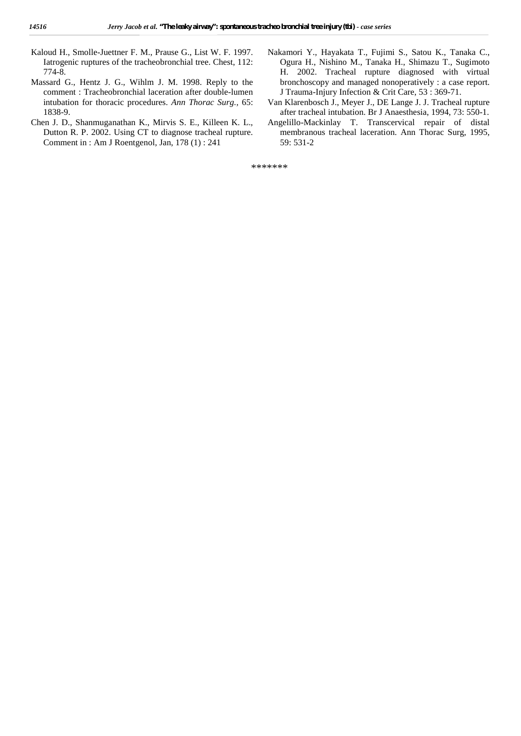Kaloud H., Smolle-Juettner F. M., Prause G., List W. F. 1997. Iatrogenic ruptures of the tracheobronchial tree. Chest, 112: 774-8.

Massard G., Hentz J. G., Wihlm J. M. 1998. Reply to the comment : Tracheobronchial laceration after double-lumen intubation for thoracic procedures. *Ann Thorac Surg.,* 65: 1838-9.

Chen J. D., Shanmuganathan K., Mirvis S. E., Killeen K. L., Dutton R. P. 2002. Using CT to diagnose tracheal rupture. Comment in : Am J Roentgenol, Jan, 178 (1) : 241

Nakamori Y., Hayakata T., Fujimi S., Satou K., Tanaka C., Ogura H., Nishino M., Tanaka H., Shimazu T., Sugimoto H. 2002. Tracheal rupture diagnosed with virtual bronchoscopy and managed nonoperatively : a case report. J Trauma-Injury Infection & Crit Care, 53 : 369-71.

Van Klarenbosch J., Meyer J., DE Lange J. J. Tracheal rupture after tracheal intubation. Br J Anaesthesia, 1994, 73: 550-1.

Angelillo-Mackinlay T. Transcervical repair of distal membranous tracheal laceration. Ann Thorac Surg, 1995, 59: 531-2

*******